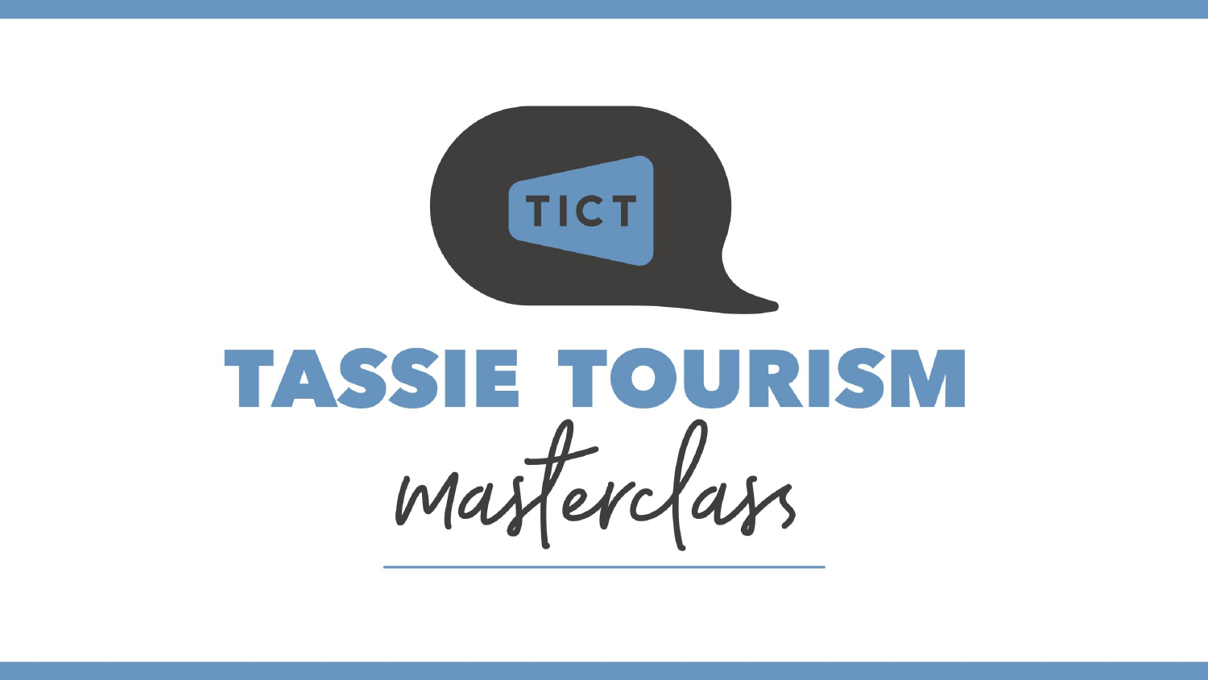TICT

# TASSIE TOURISM

*masterclass*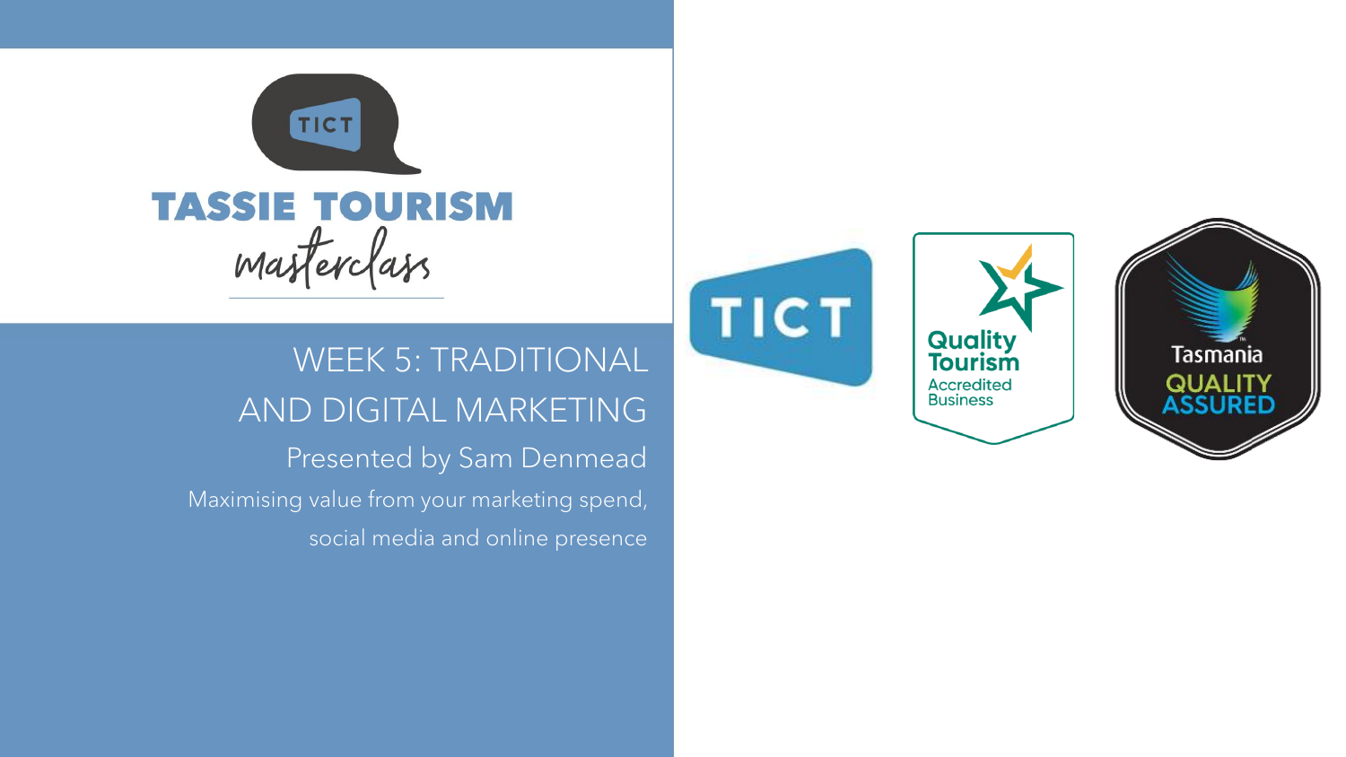# WEEK 5: TRADITIONAL AND DIGITAL MARKETING

Presented by Sam Denmead

Maximising value from your marketing spend, social media and online presence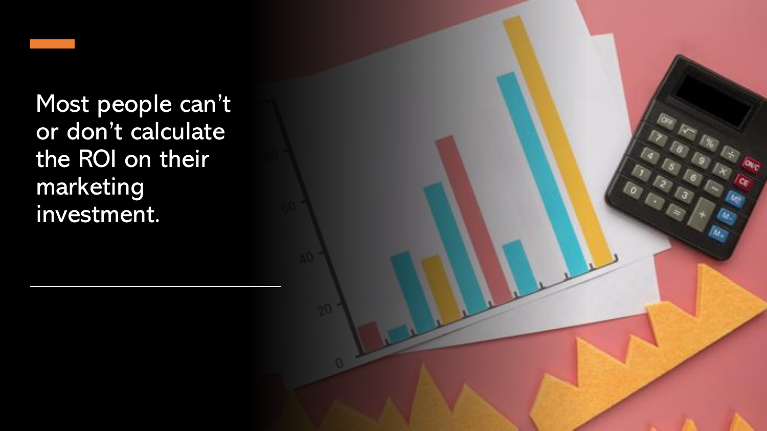Most people can't or don't calculate the ROI on their marketing investment.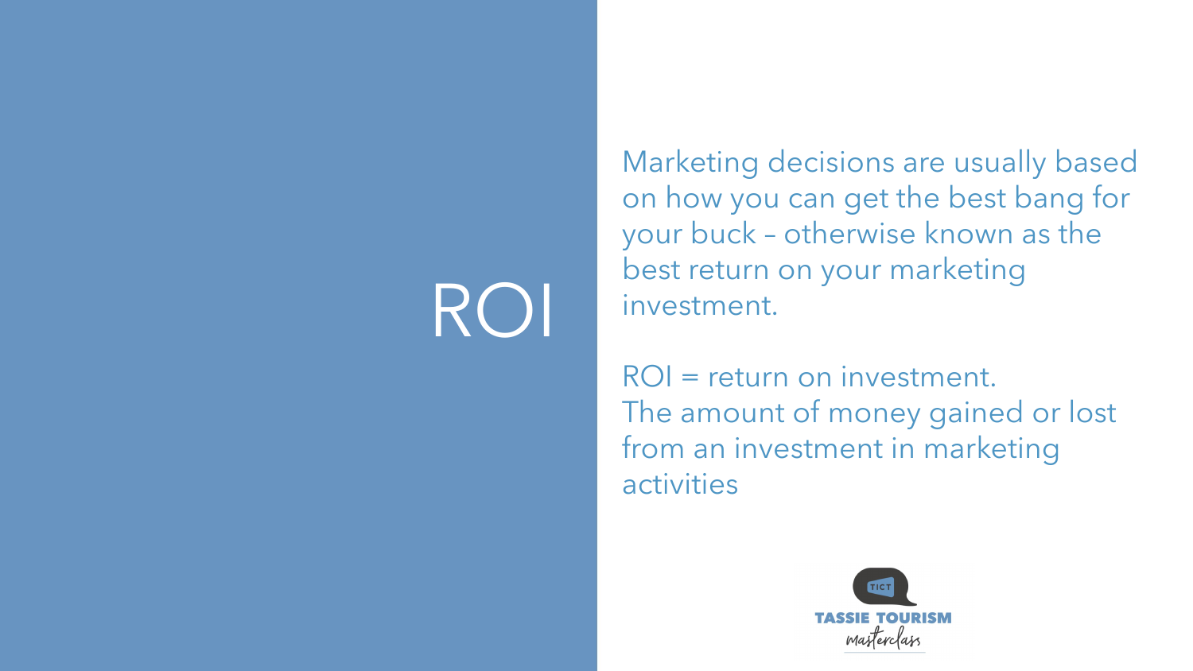# ROI

Marketing decisions are usually based on how you can get the best bang for your buck – otherwise known as the best return on your marketing investment.

ROI = return on investment.
The amount of money gained or lost from an investment in marketing activities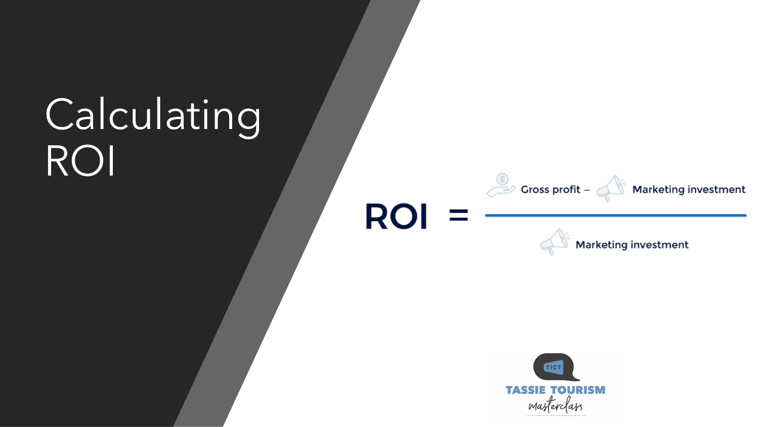# Calculating ROI

$$\text{ROI} = \frac{\text{Gross profit} - \text{Marketing investment}}{\text{Marketing investment}}$$

TASSIE TOURISM *masterclass*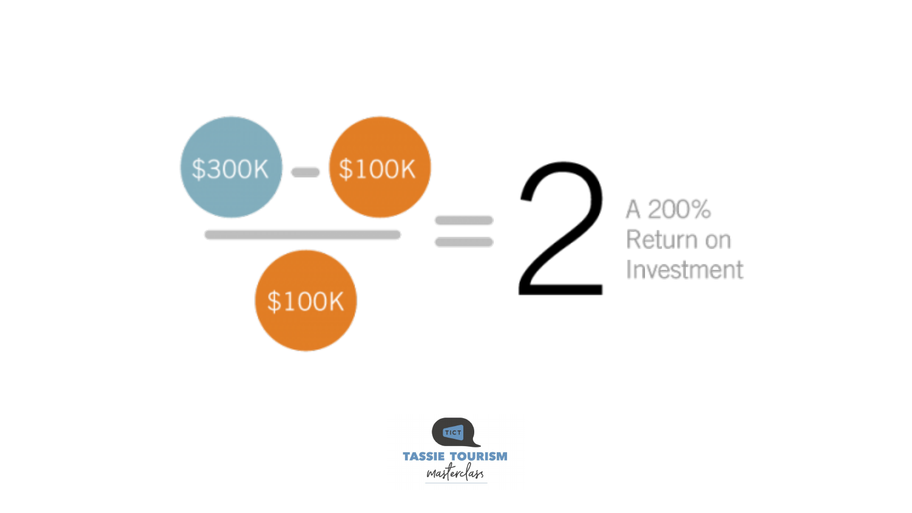$$\frac{\$300K - \$100K}{\$100K} = 2$$

A 200% Return on Investment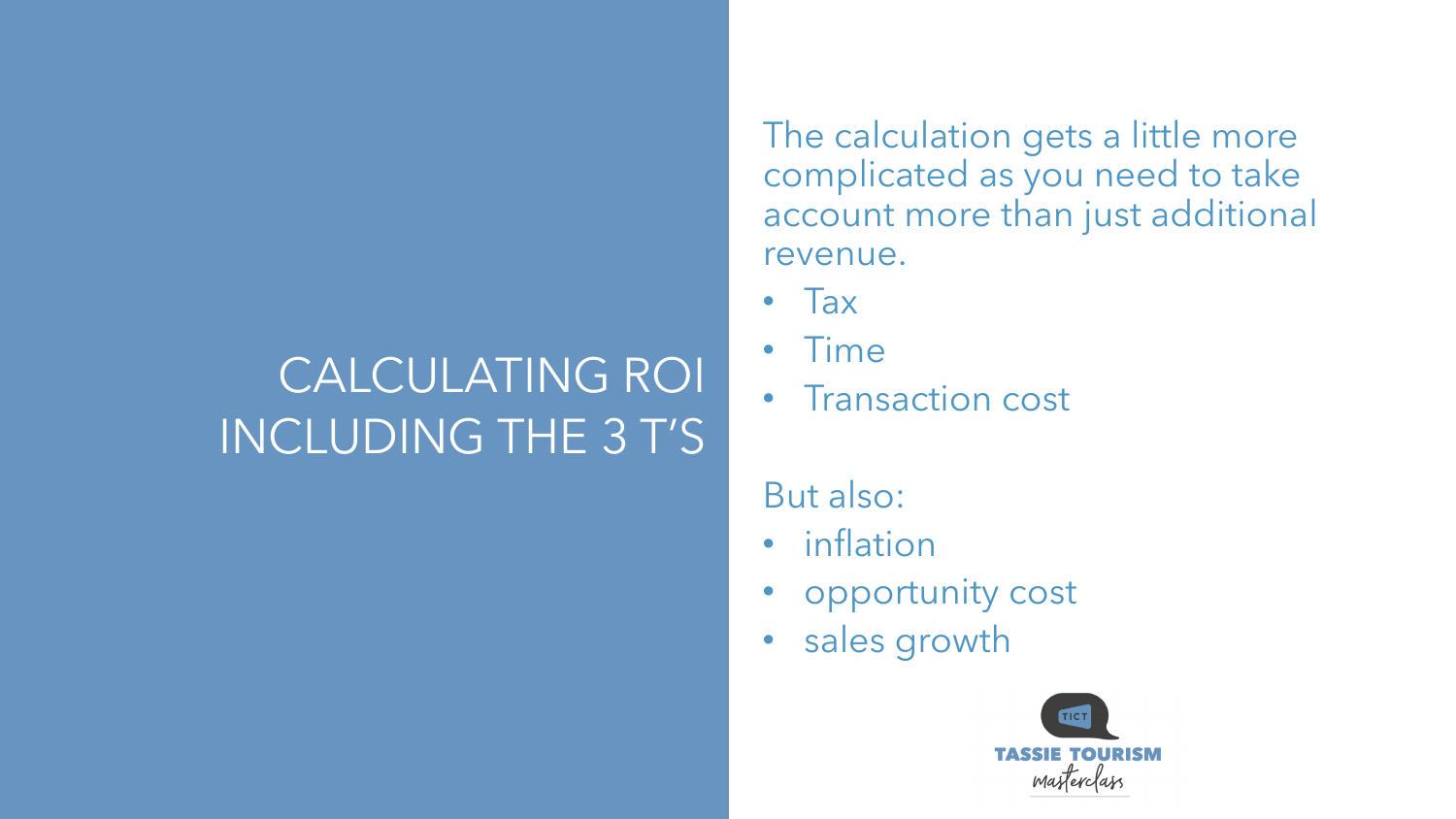# CALCULATING ROI INCLUDING THE 3 T'S

The calculation gets a little more complicated as you need to take account more than just additional revenue.

- Tax
- Time
- Transaction cost

But also:

- inflation
- opportunity cost
- sales growth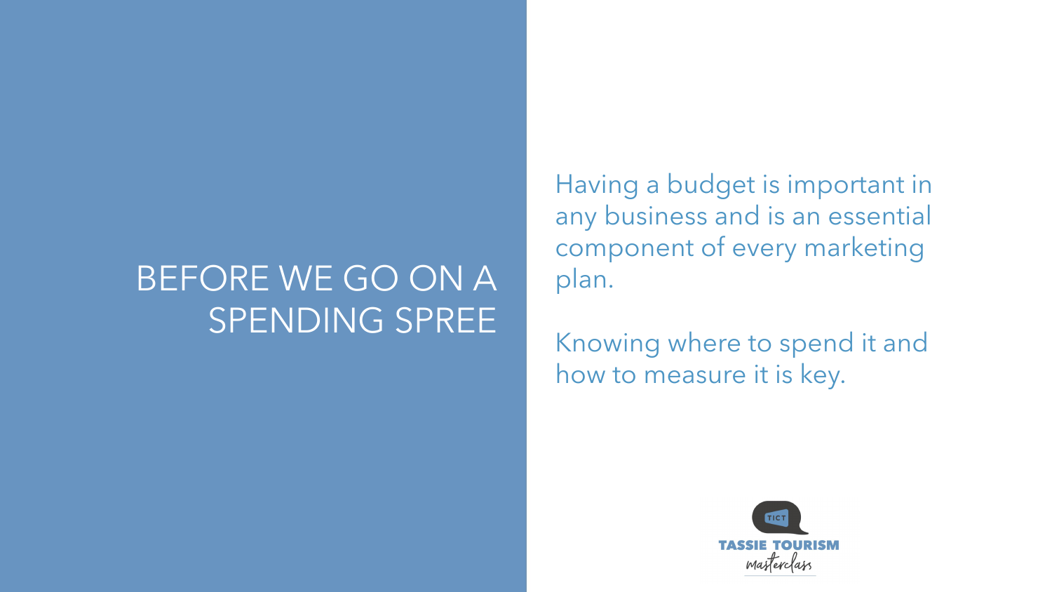# BEFORE WE GO ON A SPENDING SPREE

Having a budget is important in any business and is an essential component of every marketing plan.

Knowing where to spend it and how to measure it is key.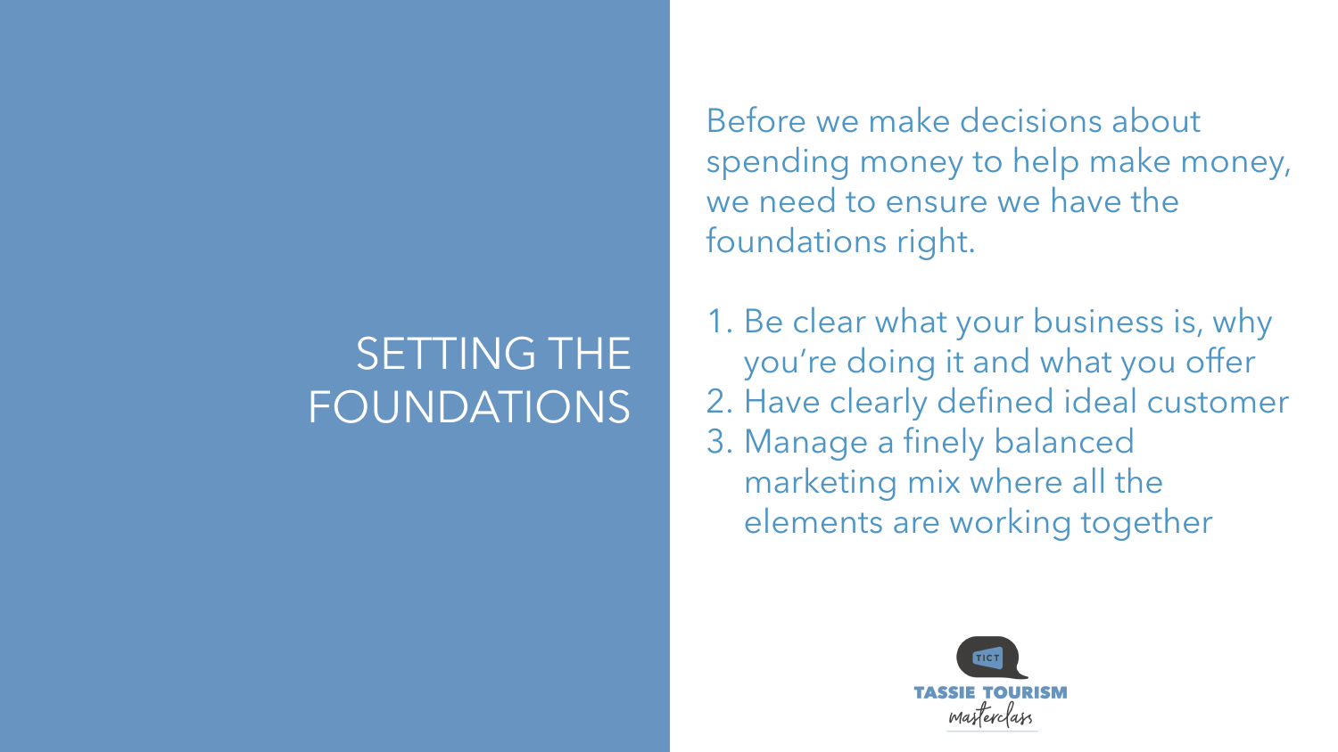# SETTING THE FOUNDATIONS

Before we make decisions about spending money to help make money, we need to ensure we have the foundations right.

1. Be clear what your business is, why you're doing it and what you offer
2. Have clearly defined ideal customer
3. Manage a finely balanced marketing mix where all the elements are working together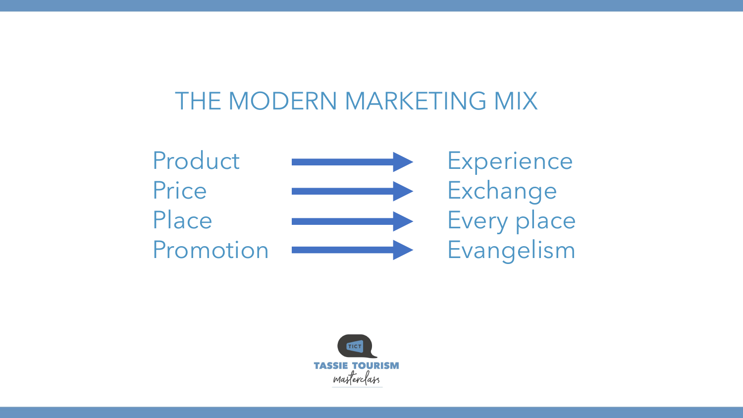# THE MODERN MARKETING MIX

| | | |
|---|---|---|
| Product | → | Experience |
| Price | → | Exchange |
| Place | → | Every place |
| Promotion | → | Evangelism |

TICT
TASSIE TOURISM
masterclass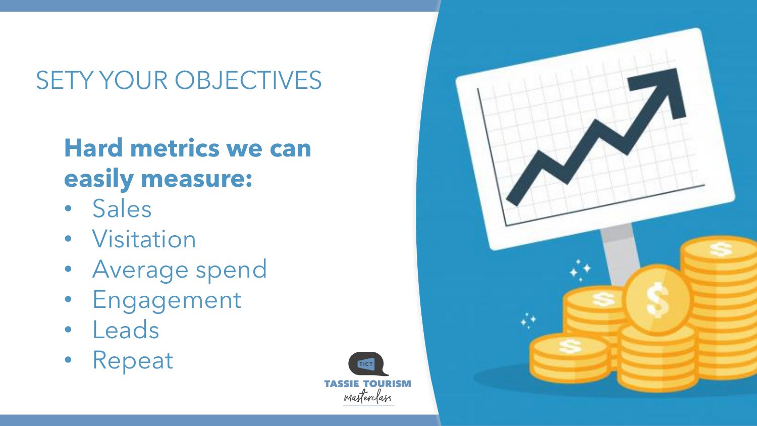# SETY YOUR OBJECTIVES

**Hard metrics we can easily measure:**

- Sales
- Visitation
- Average spend
- Engagement
- Leads
- Repeat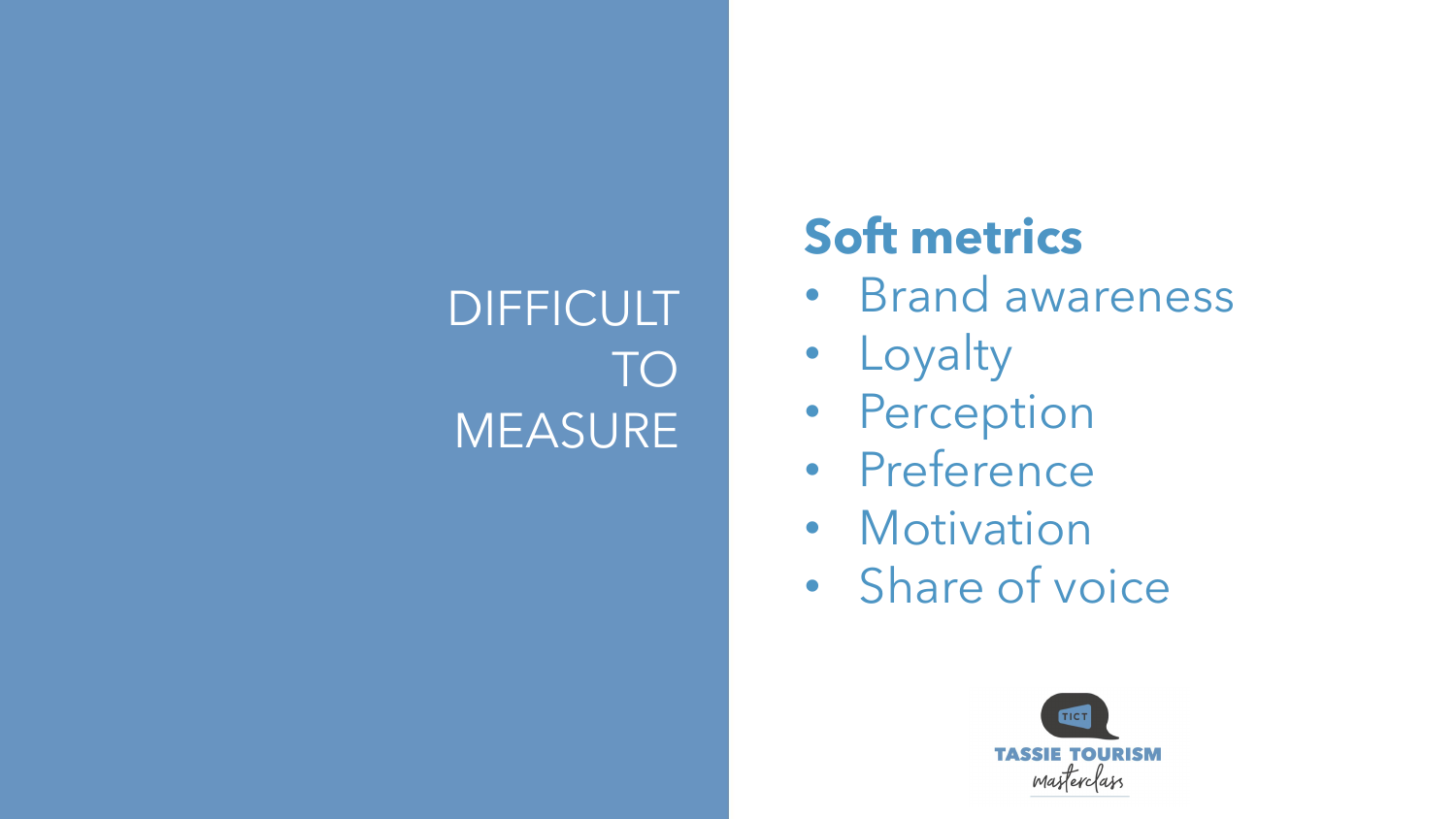DIFFICULT TO MEASURE

**Soft metrics**

- Brand awareness
- Loyalty
- Perception
- Preference
- Motivation
- Share of voice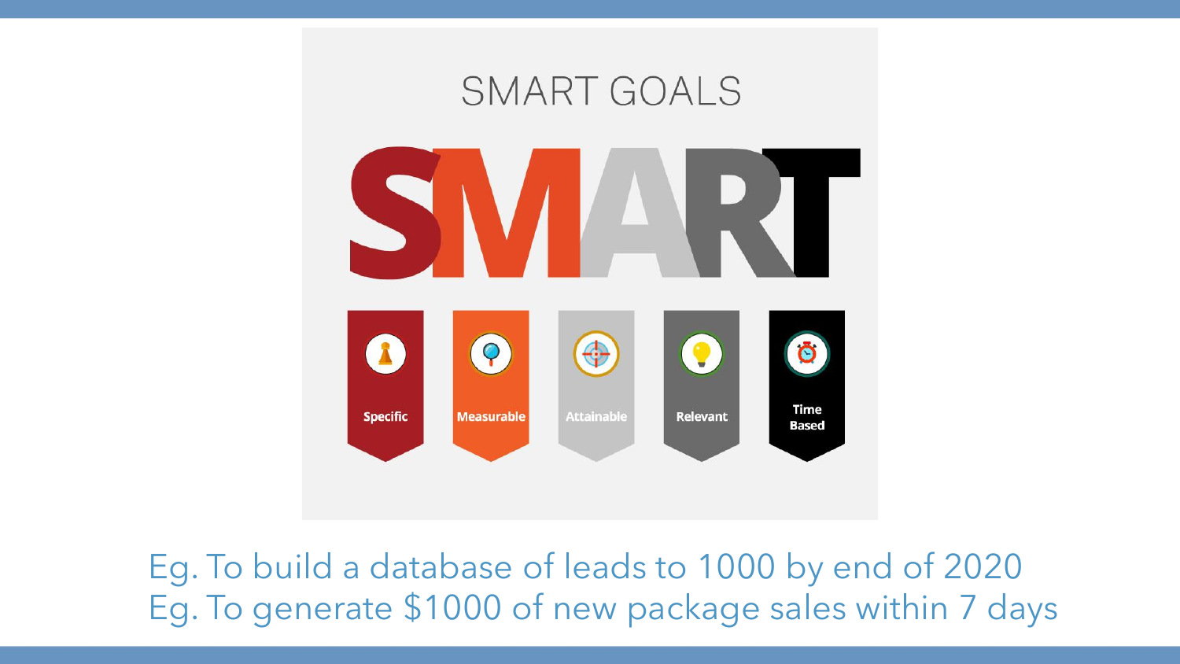# SMART GOALS

**SMART**

- Specific
- Measurable
- Attainable
- Relevant
- Time Based

Eg. To build a database of leads to 1000 by end of 2020
Eg. To generate $1000 of new package sales within 7 days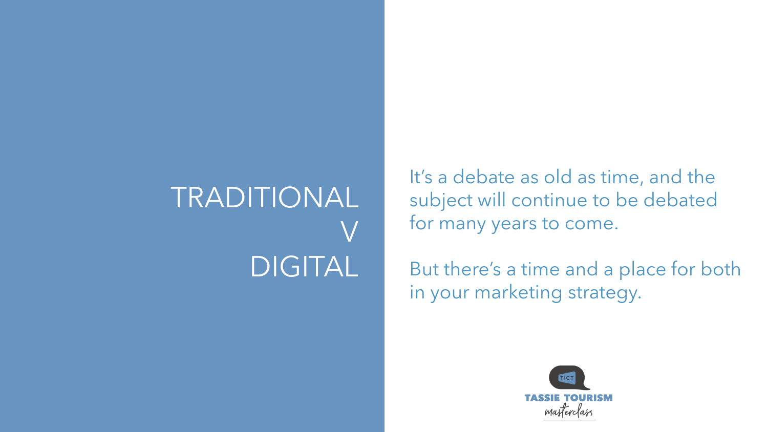# TRADITIONAL V DIGITAL

It's a debate as old as time, and the subject will continue to be debated for many years to come.

But there's a time and a place for both in your marketing strategy.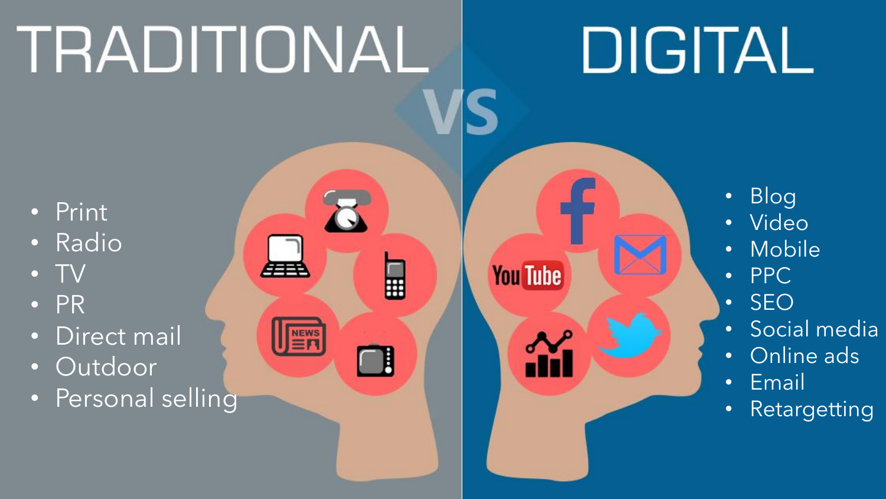# TRADITIONAL VS DIGITAL

## TRADITIONAL

- Print
- Radio
- TV
- PR
- Direct mail
- Outdoor
- Personal selling

## DIGITAL

- Blog
- Video
- Mobile
- PPC
- SEO
- Social media
- Online ads
- Email
- Retargetting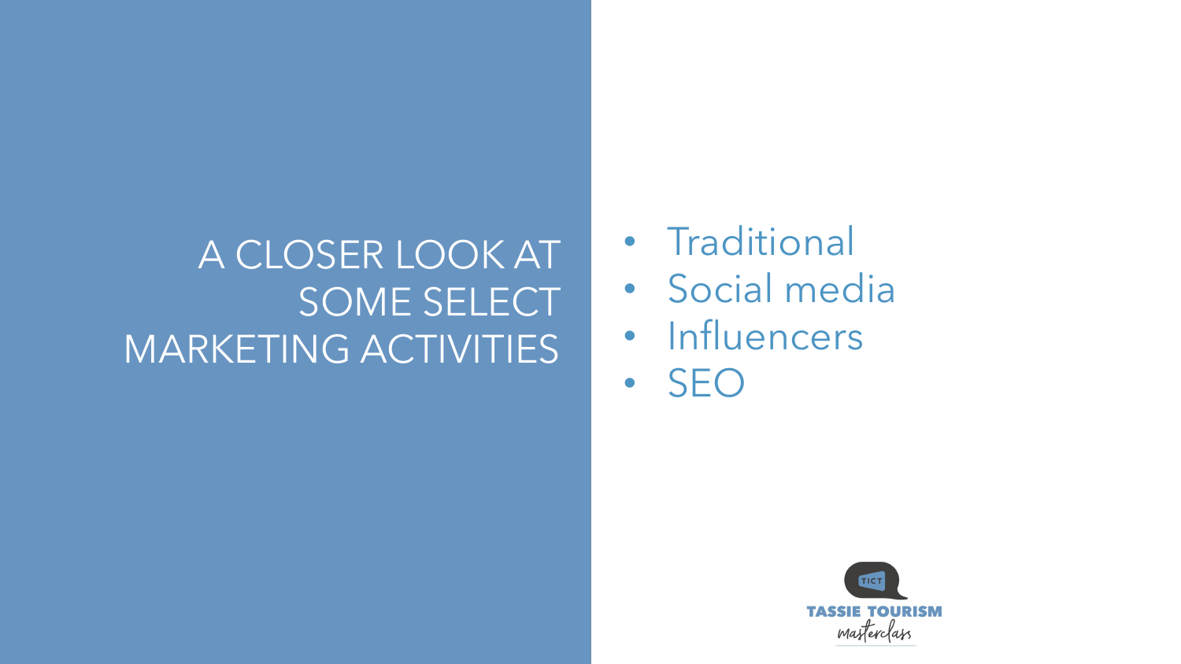# A CLOSER LOOK AT SOME SELECT MARKETING ACTIVITIES

- Traditional
- Social media
- Influencers
- SEO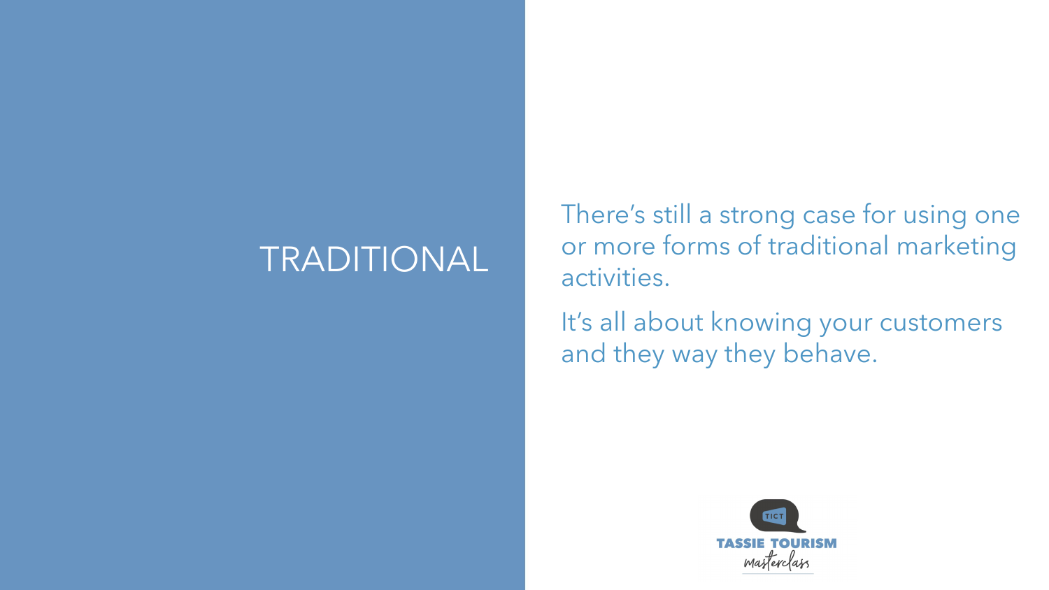# TRADITIONAL

There's still a strong case for using one or more forms of traditional marketing activities.

It's all about knowing your customers and they way they behave.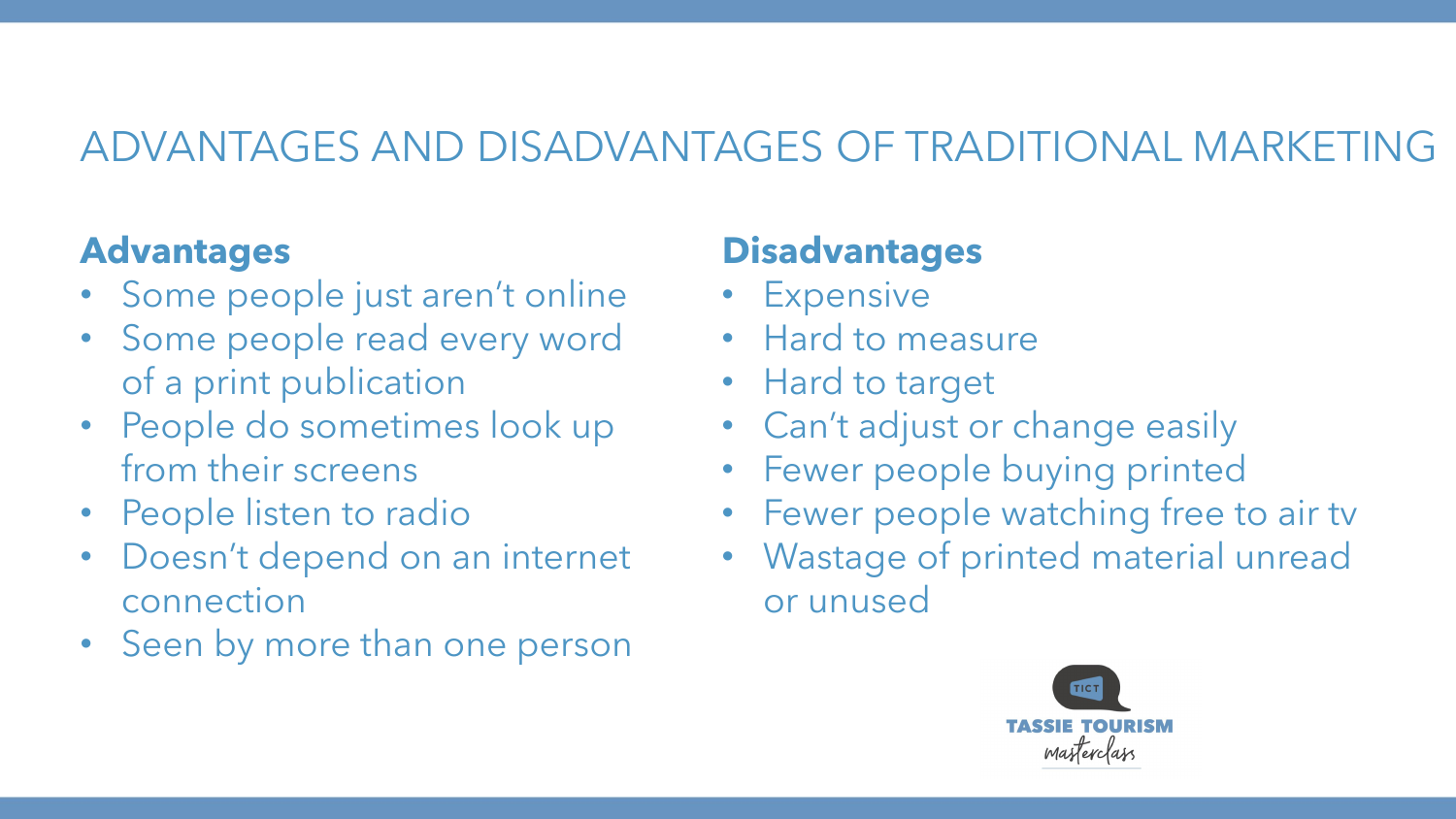# ADVANTAGES AND DISADVANTAGES OF TRADITIONAL MARKETING

**Advantages**

- Some people just aren't online
- Some people read every word of a print publication
- People do sometimes look up from their screens
- People listen to radio
- Doesn't depend on an internet connection
- Seen by more than one person

**Disadvantages**

- Expensive
- Hard to measure
- Hard to target
- Can't adjust or change easily
- Fewer people buying printed
- Fewer people watching free to air tv
- Wastage of printed material unread or unused

TICT
TASSIE TOURISM
masterclass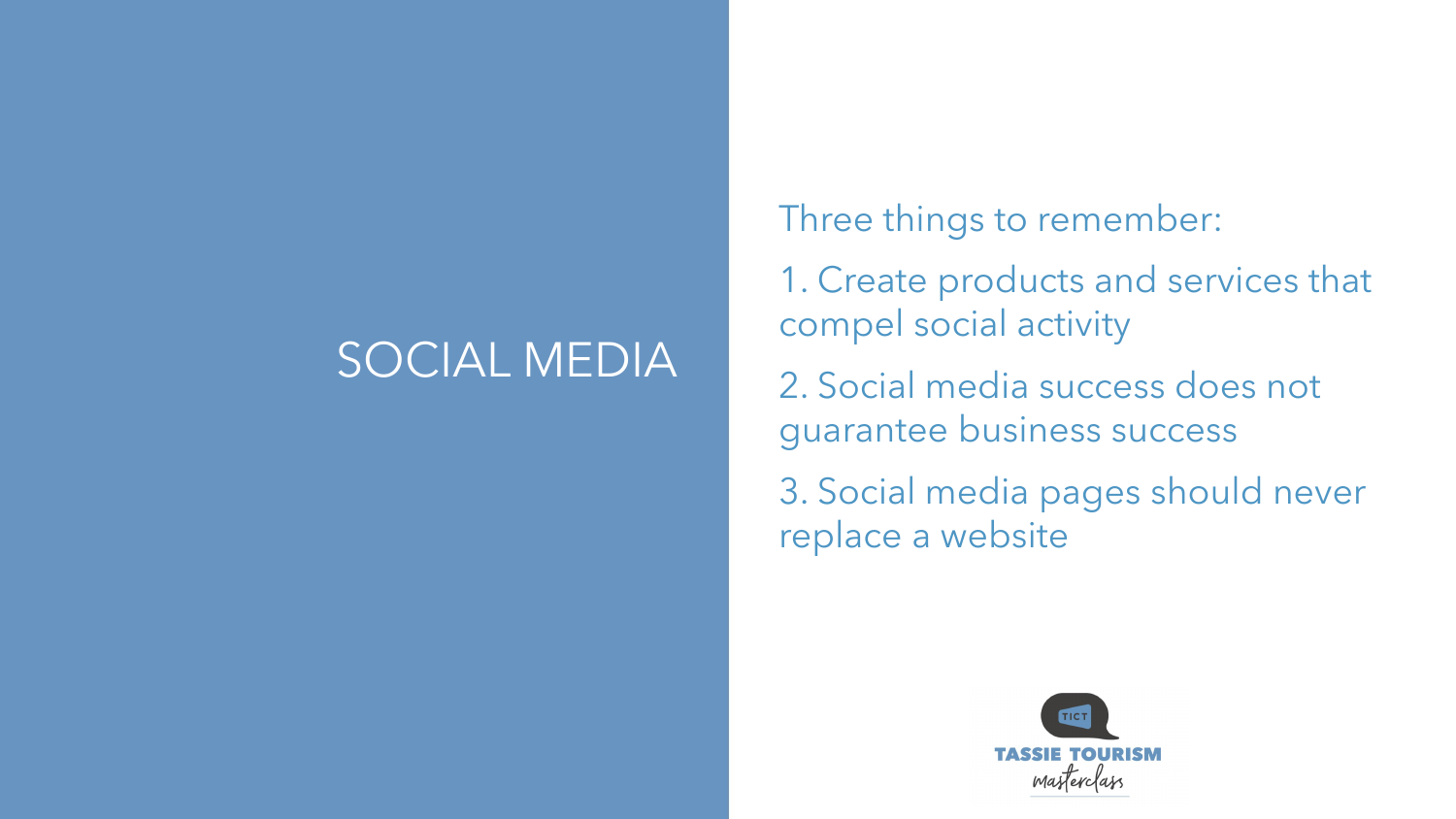# SOCIAL MEDIA

Three things to remember:

1. Create products and services that compel social activity
2. Social media success does not guarantee business success
3. Social media pages should never replace a website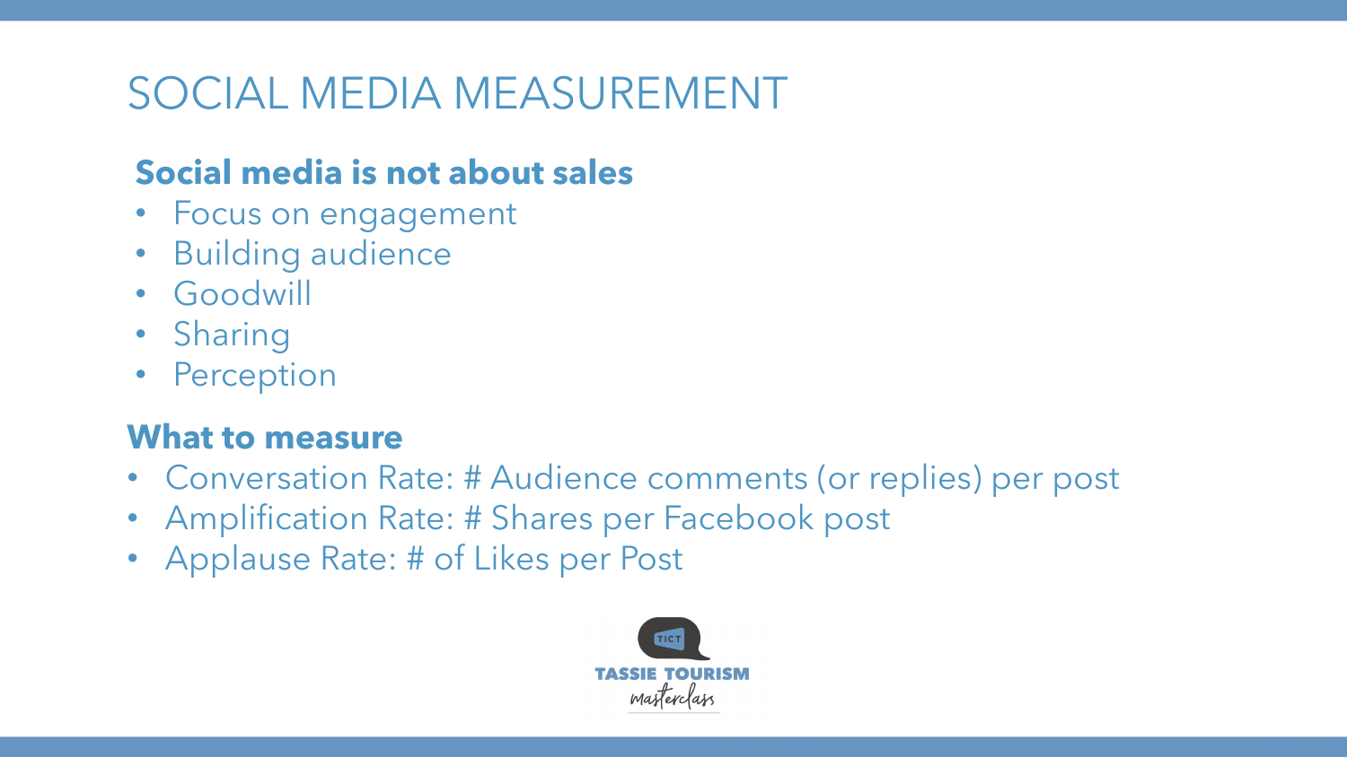# SOCIAL MEDIA MEASUREMENT

**Social media is not about sales**

- Focus on engagement
- Building audience
- Goodwill
- Sharing
- Perception

**What to measure**

- Conversation Rate: # Audience comments (or replies) per post
- Amplification Rate: # Shares per Facebook post
- Applause Rate: # of Likes per Post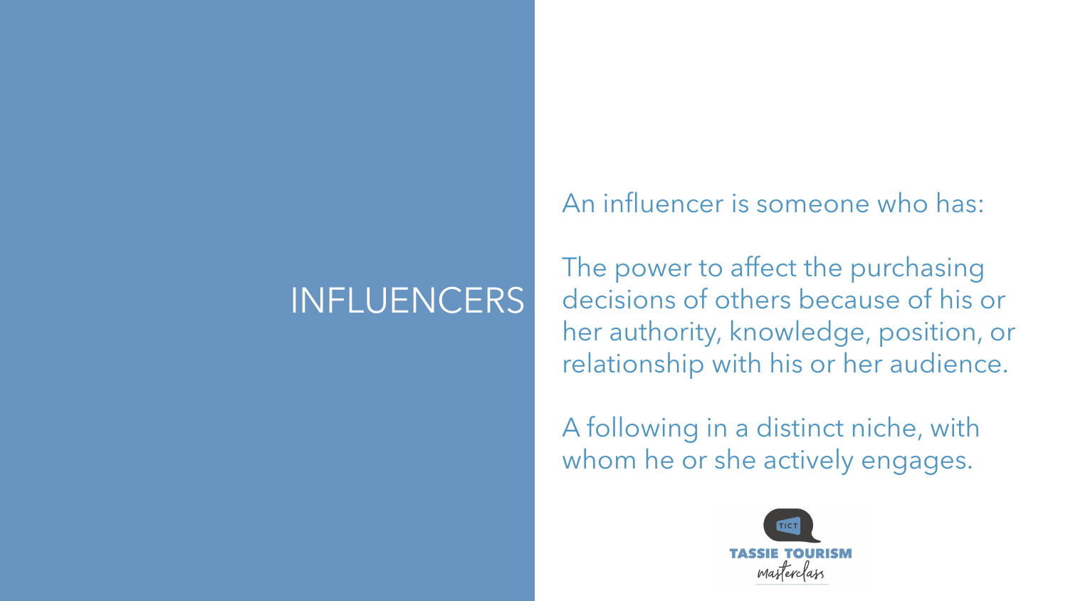# INFLUENCERS

An influencer is someone who has:

The power to affect the purchasing decisions of others because of his or her authority, knowledge, position, or relationship with his or her audience.

A following in a distinct niche, with whom he or she actively engages.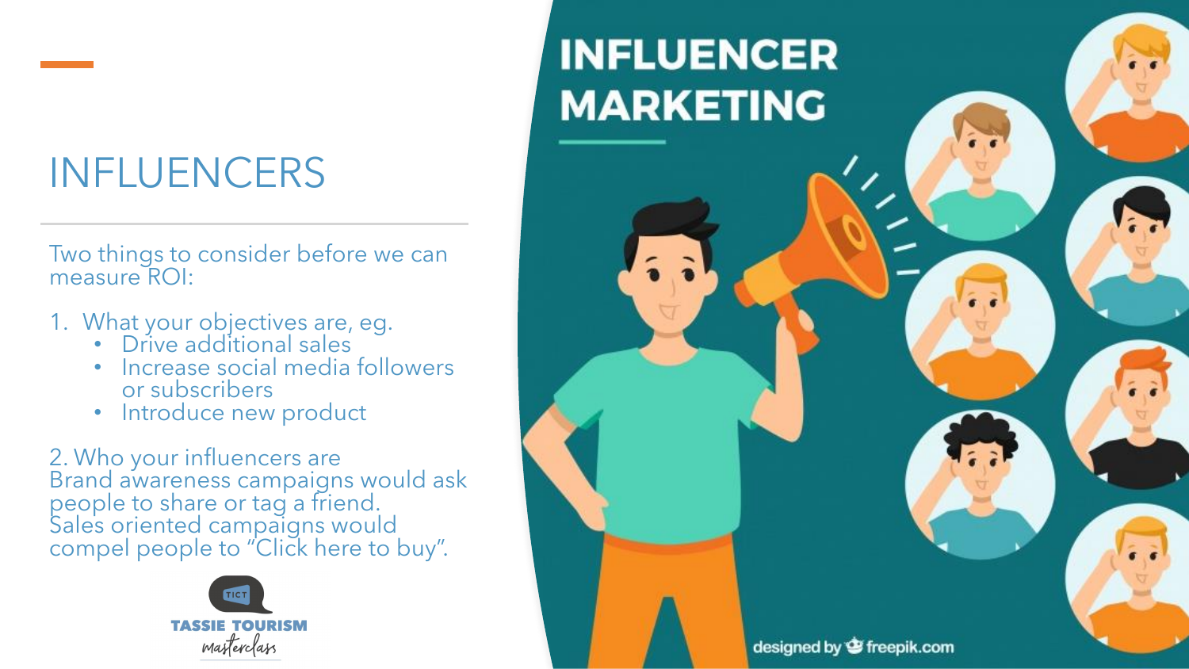# INFLUENCERS

Two things to consider before we can measure ROI:

1. What your objectives are, eg.
   - Drive additional sales
   - Increase social media followers or subscribers
   - Introduce new product

2. Who your influencers are
Brand awareness campaigns would ask people to share or tag a friend.
Sales oriented campaigns would compel people to "Click here to buy".

TASSIE TOURISM masterclass

INFLUENCER MARKETING

designed by freepik.com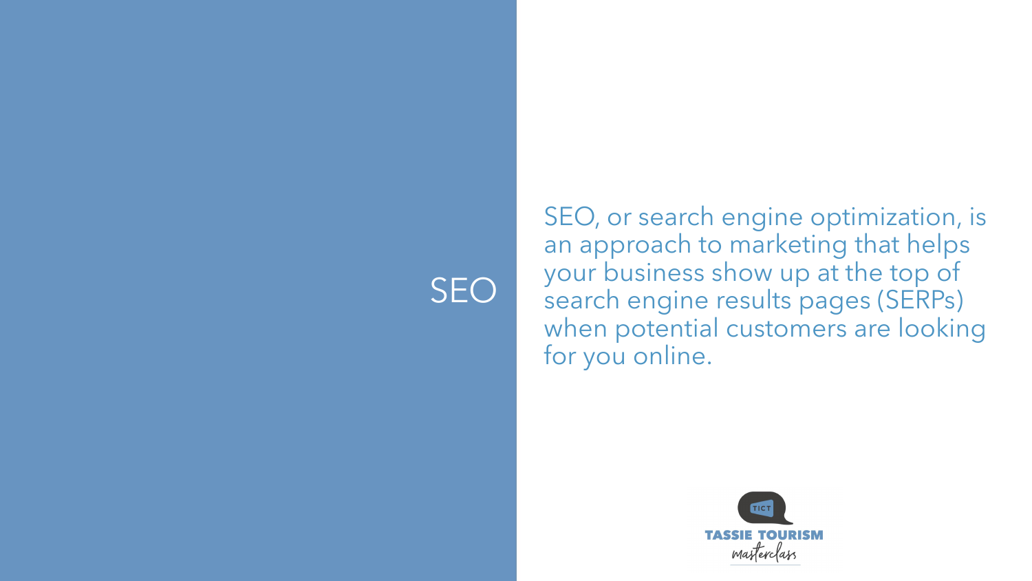# SEO

SEO, or search engine optimization, is an approach to marketing that helps your business show up at the top of search engine results pages (SERPs) when potential customers are looking for you online.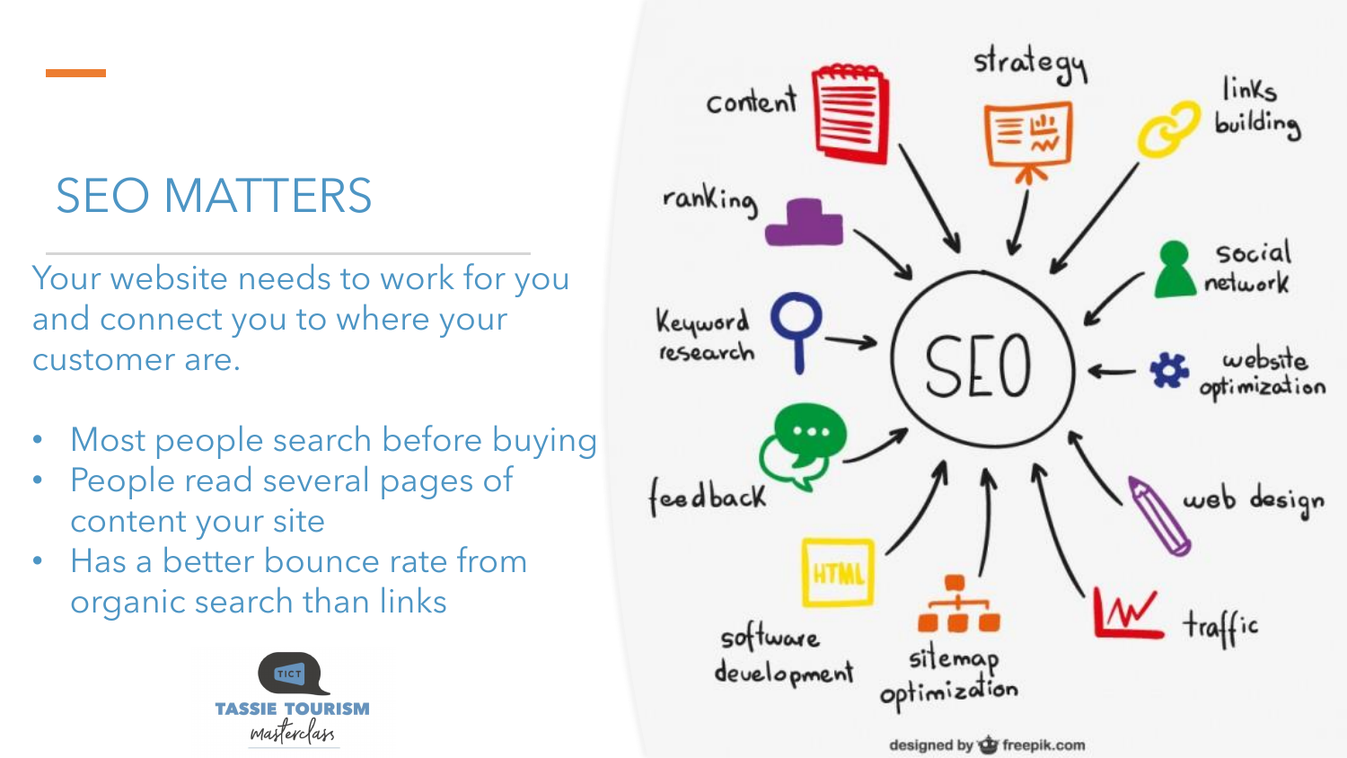# SEO MATTERS

Your website needs to work for you and connect you to where your customer are.

- Most people search before buying
- People read several pages of content your site
- Has a better bounce rate from organic search than links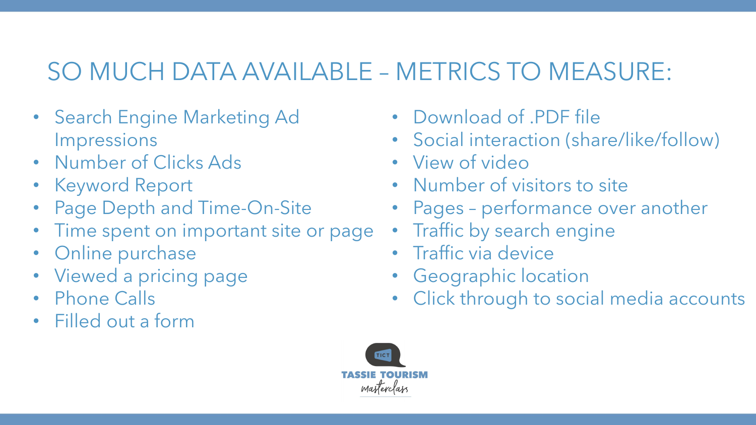# SO MUCH DATA AVAILABLE – METRICS TO MEASURE:

- Search Engine Marketing Ad Impressions
- Number of Clicks Ads
- Keyword Report
- Page Depth and Time-On-Site
- Time spent on important site or page
- Online purchase
- Viewed a pricing page
- Phone Calls
- Filled out a form
- Download of .PDF file
- Social interaction (share/like/follow)
- View of video
- Number of visitors to site
- Pages – performance over another
- Traffic by search engine
- Traffic via device
- Geographic location
- Click through to social media accounts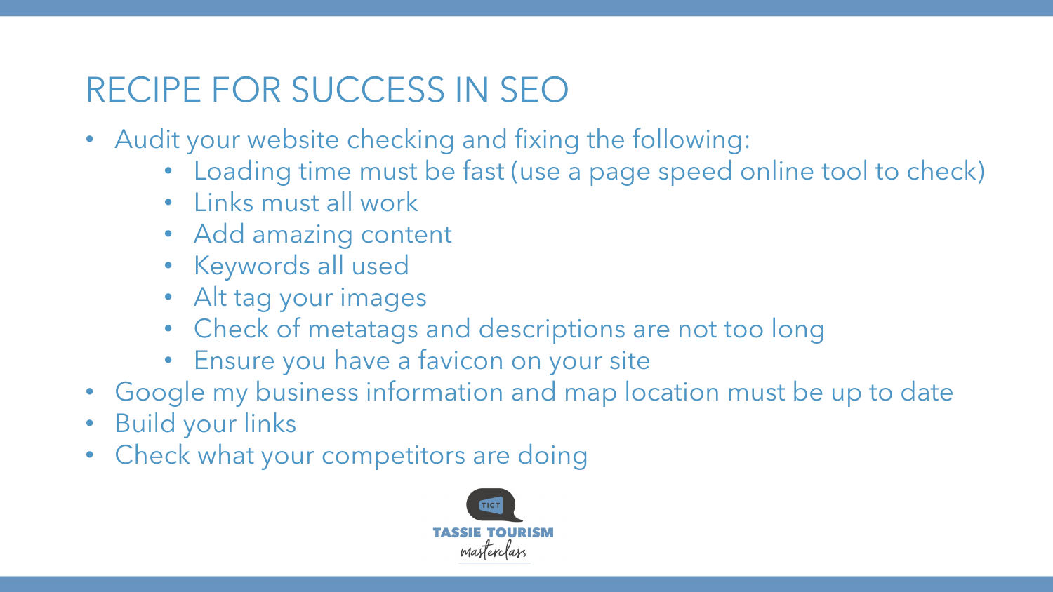# RECIPE FOR SUCCESS IN SEO

- Audit your website checking and fixing the following:
  - Loading time must be fast (use a page speed online tool to check)
  - Links must all work
  - Add amazing content
  - Keywords all used
  - Alt tag your images
  - Check of metatags and descriptions are not too long
  - Ensure you have a favicon on your site
- Google my business information and map location must be up to date
- Build your links
- Check what your competitors are doing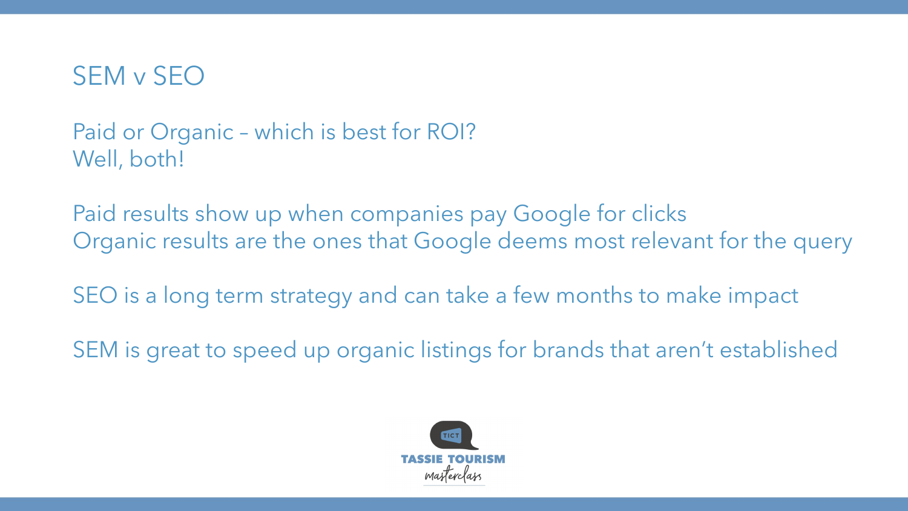## SEM v SEO

Paid or Organic – which is best for ROI?
Well, both!

Paid results show up when companies pay Google for clicks
Organic results are the ones that Google deems most relevant for the query

SEO is a long term strategy and can take a few months to make impact

SEM is great to speed up organic listings for brands that aren't established

TICT
TASSIE TOURISM
masterclass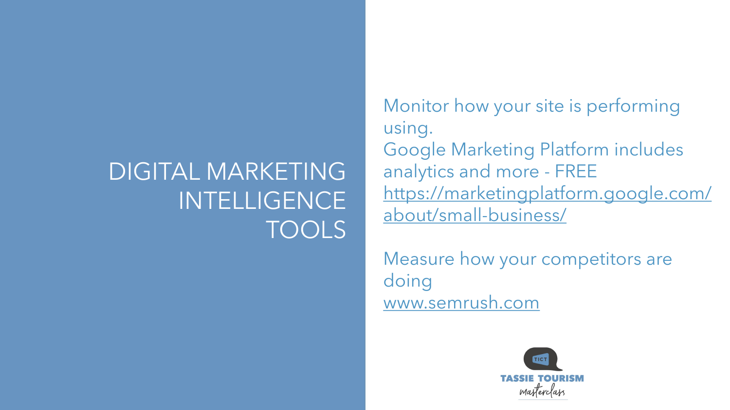# DIGITAL MARKETING INTELLIGENCE TOOLS

Monitor how your site is performing using.

Google Marketing Platform includes analytics and more - FREE

https://marketingplatform.google.com/about/small-business/

Measure how your competitors are doing

www.semrush.com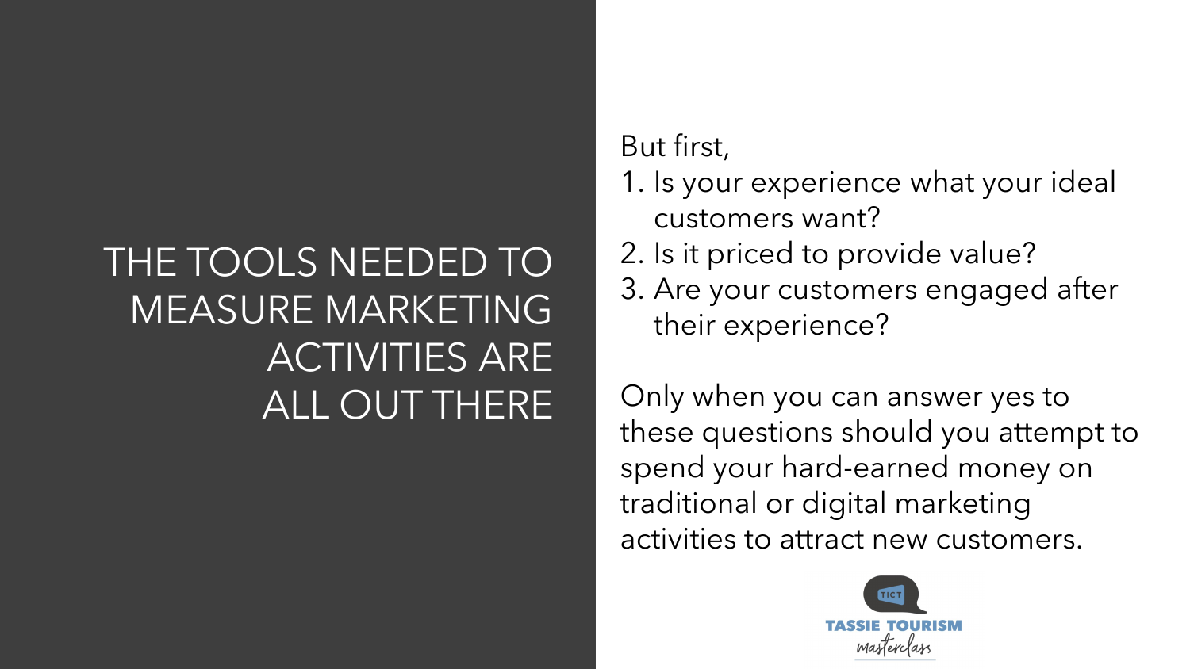# THE TOOLS NEEDED TO MEASURE MARKETING ACTIVITIES ARE ALL OUT THERE

But first,

1. Is your experience what your ideal customers want?
2. Is it priced to provide value?
3. Are your customers engaged after their experience?

Only when you can answer yes to these questions should you attempt to spend your hard-earned money on traditional or digital marketing activities to attract new customers.

TICT TASSIE TOURISM masterclass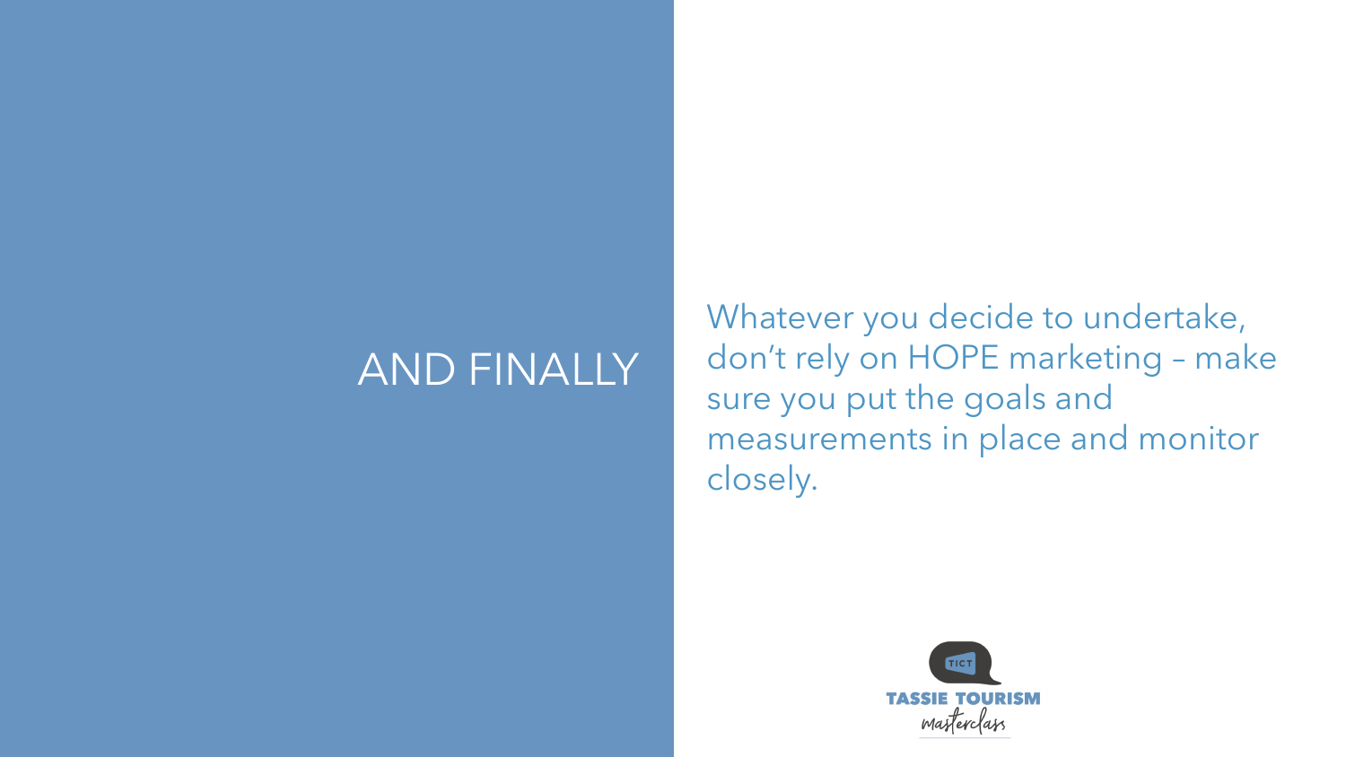# AND FINALLY

Whatever you decide to undertake, don't rely on HOPE marketing – make sure you put the goals and measurements in place and monitor closely.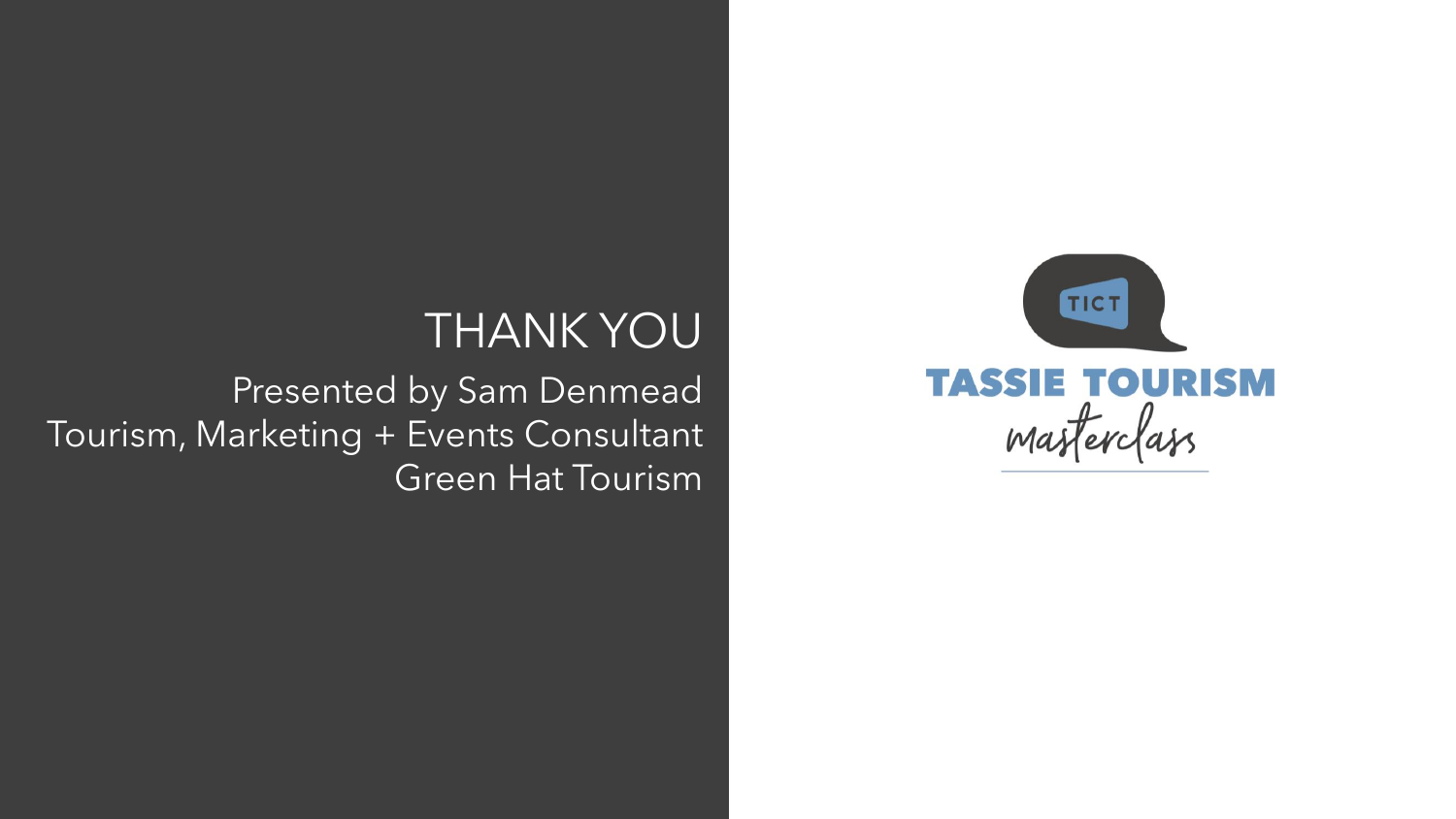# THANK YOU

Presented by Sam Denmead
Tourism, Marketing + Events Consultant
Green Hat Tourism

TICT

TASSIE TOURISM
masterclass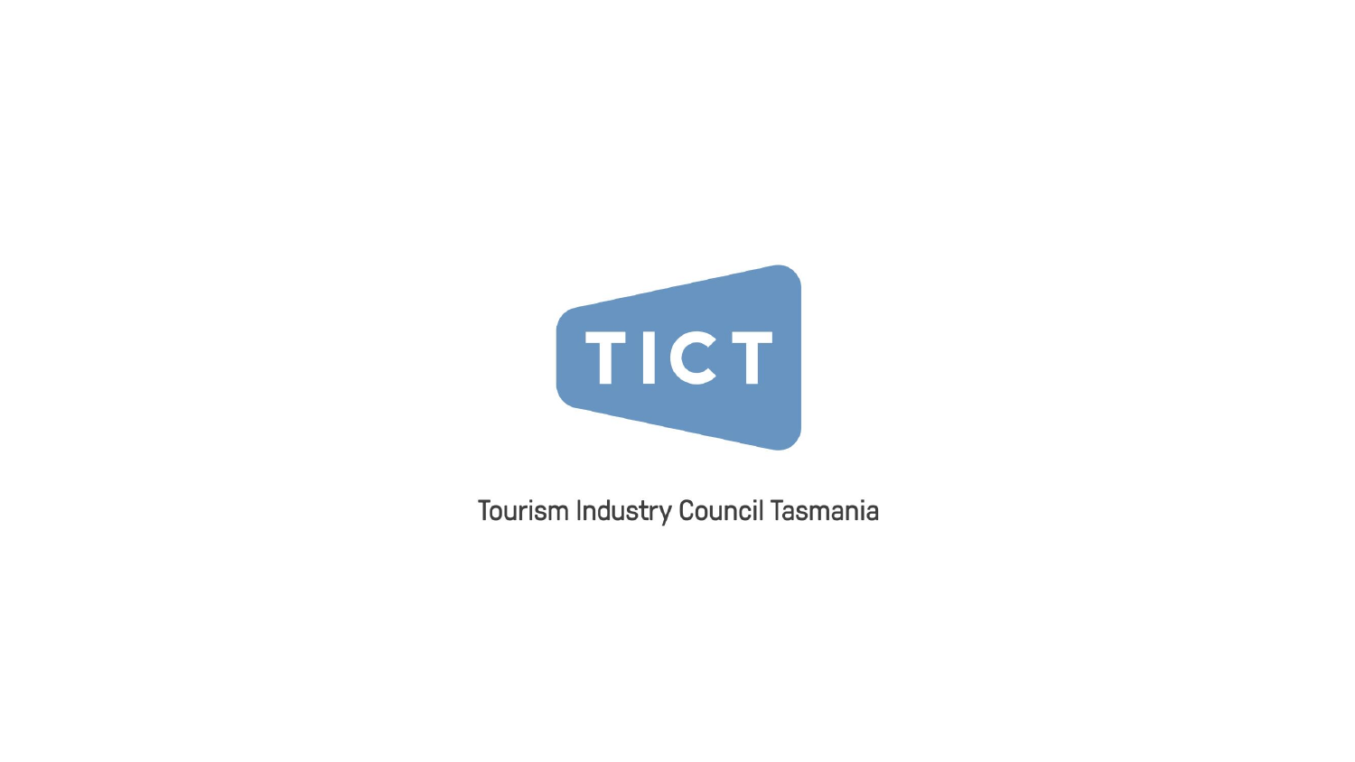TICT

Tourism Industry Council Tasmania